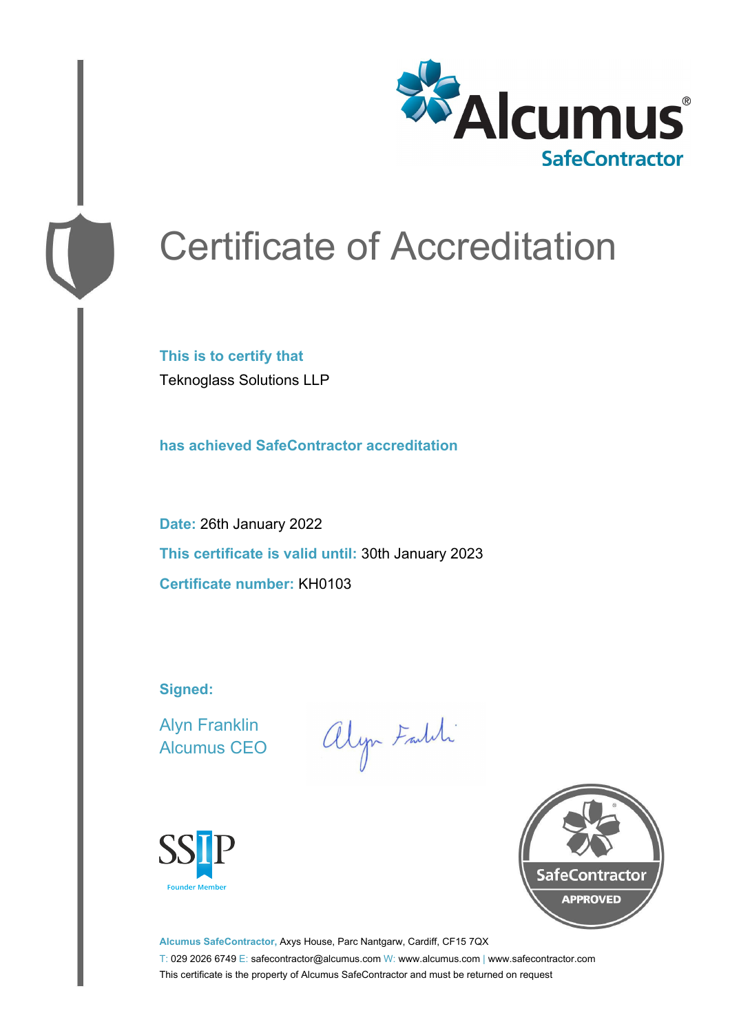Alcumus®
SafeContractor

# Certificate of Accreditation

**This is to certify that**

Teknoglass Solutions LLP

**has achieved SafeContractor accreditation**

**Date:** 26th January 2022

**This certificate is valid until:** 30th January 2023

**Certificate number:** KH0103

**Signed:**

Alyn Franklin
Alcumus CEO

SSIP
Founder Member

SafeContractor
APPROVED

**Alcumus SafeContractor,** Axys House, Parc Nantgarw, Cardiff, CF15 7QX
T: 029 2026 6749 E: safecontractor@alcumus.com W: www.alcumus.com | www.safecontractor.com
This certificate is the property of Alcumus SafeContractor and must be returned on request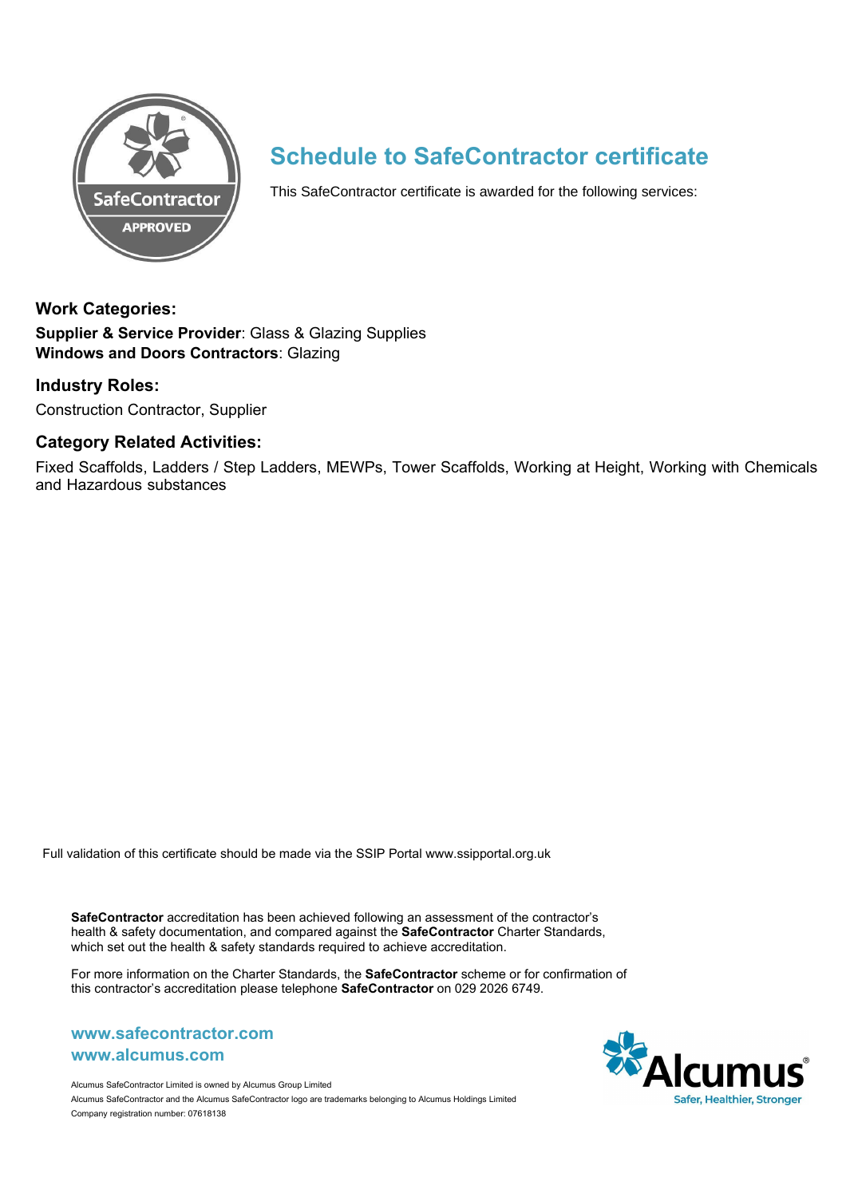## Schedule to SafeContractor certificate

This SafeContractor certificate is awarded for the following services:

### Work Categories:

**Supplier & Service Provider**: Glass & Glazing Supplies
**Windows and Doors Contractors**: Glazing

### Industry Roles:

Construction Contractor, Supplier

### Category Related Activities:

Fixed Scaffolds, Ladders / Step Ladders, MEWPs, Tower Scaffolds, Working at Height, Working with Chemicals and Hazardous substances

Full validation of this certificate should be made via the SSIP Portal www.ssipportal.org.uk

**SafeContractor** accreditation has been achieved following an assessment of the contractor's health & safety documentation, and compared against the **SafeContractor** Charter Standards, which set out the health & safety standards required to achieve accreditation.

For more information on the Charter Standards, the **SafeContractor** scheme or for confirmation of this contractor's accreditation please telephone **SafeContractor** on 029 2026 6749.

**www.safecontractor.com**
**www.alcumus.com**

Alcumus SafeContractor Limited is owned by Alcumus Group Limited
Alcumus SafeContractor and the Alcumus SafeContractor logo are trademarks belonging to Alcumus Holdings Limited
Company registration number: 07618138